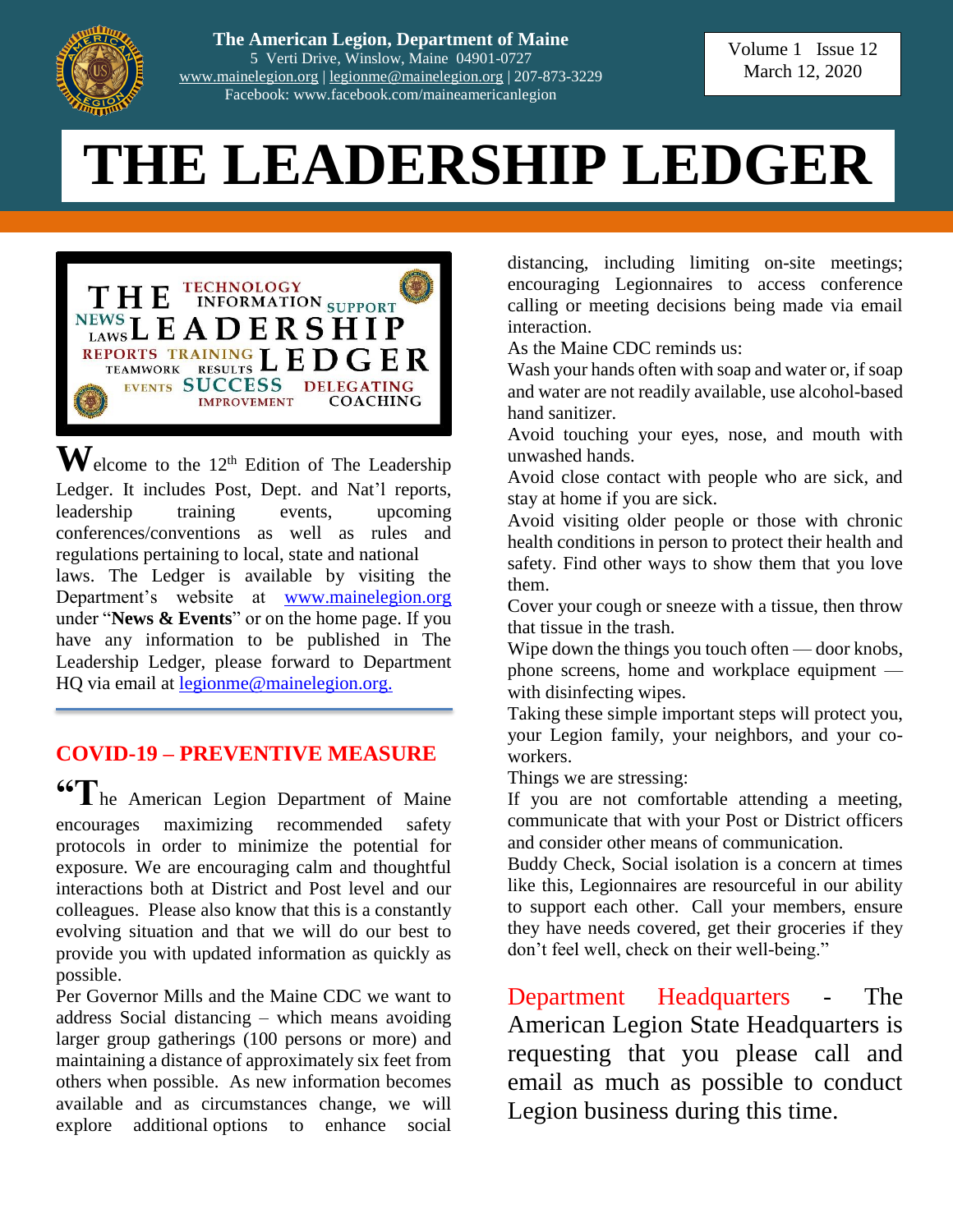The American Legion, Department of Maine
5 Verti Drive, Winslow, Maine 04901-0727
www.mainelegion.org | legionme@mainelegion.org | 207-873-3229
Facebook: www.facebook.com/maineamericanlegion

Volume 1 Issue 12
March 12, 2020

# THE LEADERSHIP LEDGER

Welcome to the 12th Edition of The Leadership Ledger. It includes Post, Dept. and Nat'l reports, leadership training events, upcoming conferences/conventions as well as rules and regulations pertaining to local, state and national laws. The Ledger is available by visiting the Department's website at www.mainelegion.org under "**News & Events**" or on the home page. If you have any information to be published in The Leadership Ledger, please forward to Department HQ via email at legionme@mainelegion.org.

## COVID-19 – PREVENTIVE MEASURE

"The American Legion Department of Maine encourages maximizing recommended safety protocols in order to minimize the potential for exposure. We are encouraging calm and thoughtful interactions both at District and Post level and our colleagues. Please also know that this is a constantly evolving situation and that we will do our best to provide you with updated information as quickly as possible.

Per Governor Mills and the Maine CDC we want to address Social distancing – which means avoiding larger group gatherings (100 persons or more) and maintaining a distance of approximately six feet from others when possible. As new information becomes available and as circumstances change, we will explore additional options to enhance social distancing, including limiting on-site meetings; encouraging Legionnaires to access conference calling or meeting decisions being made via email interaction.

As the Maine CDC reminds us:

Wash your hands often with soap and water or, if soap and water are not readily available, use alcohol-based hand sanitizer.

Avoid touching your eyes, nose, and mouth with unwashed hands.

Avoid close contact with people who are sick, and stay at home if you are sick.

Avoid visiting older people or those with chronic health conditions in person to protect their health and safety. Find other ways to show them that you love them.

Cover your cough or sneeze with a tissue, then throw that tissue in the trash.

Wipe down the things you touch often — door knobs, phone screens, home and workplace equipment — with disinfecting wipes.

Taking these simple important steps will protect you, your Legion family, your neighbors, and your co-workers.

Things we are stressing:

If you are not comfortable attending a meeting, communicate that with your Post or District officers and consider other means of communication.

Buddy Check, Social isolation is a concern at times like this, Legionnaires are resourceful in our ability to support each other. Call your members, ensure they have needs covered, get their groceries if they don't feel well, check on their well-being."

Department Headquarters - The American Legion State Headquarters is requesting that you please call and email as much as possible to conduct Legion business during this time.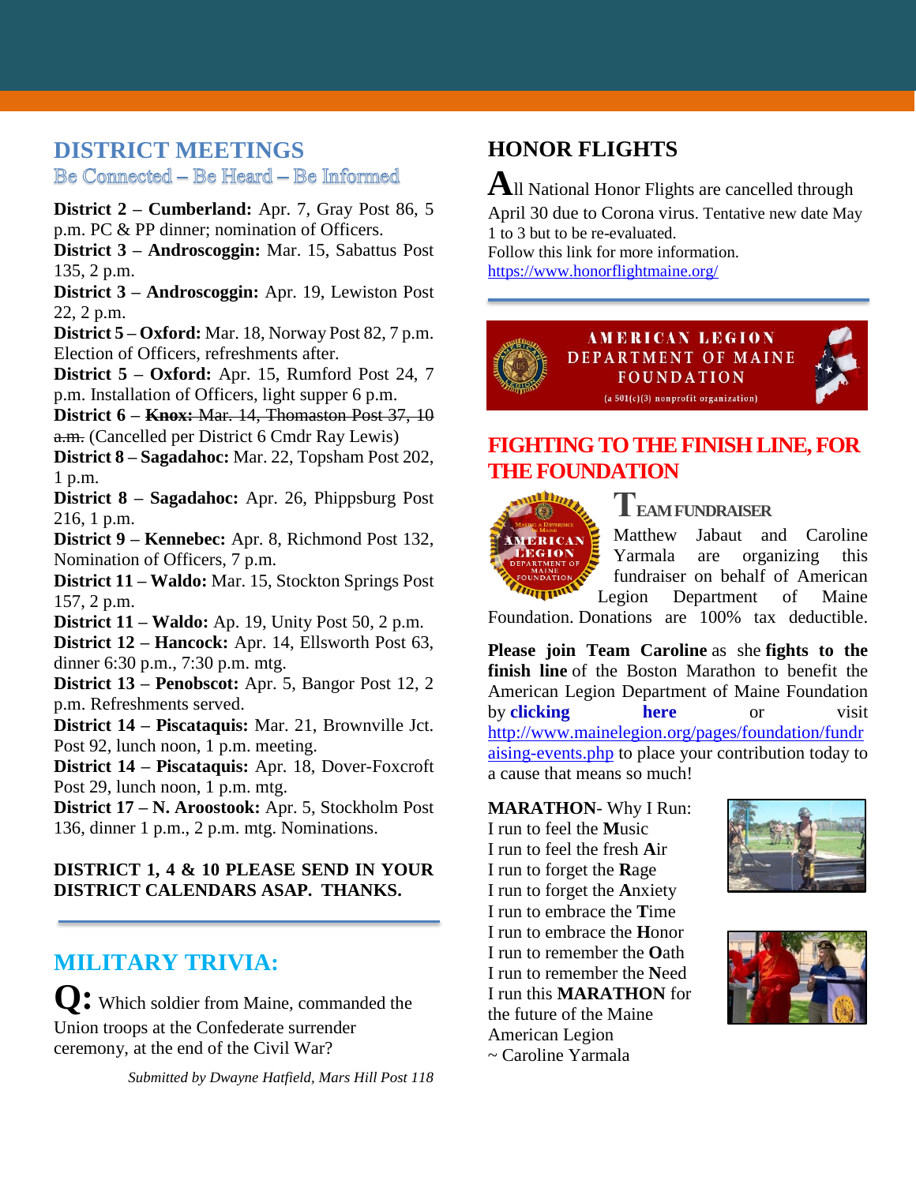## DISTRICT MEETINGS

Be Connected – Be Heard – Be Informed

**District 2 – Cumberland:** Apr. 7, Gray Post 86, 5 p.m. PC & PP dinner; nomination of Officers.
**District 3 – Androscoggin:** Mar. 15, Sabattus Post 135, 2 p.m.
**District 3 – Androscoggin:** Apr. 19, Lewiston Post 22, 2 p.m.
**District 5 – Oxford:** Mar. 18, Norway Post 82, 7 p.m. Election of Officers, refreshments after.
**District 5 – Oxford:** Apr. 15, Rumford Post 24, 7 p.m. Installation of Officers, light supper 6 p.m.
**District 6 – ~~Knox:~~** ~~Mar. 14, Thomaston Post 37, 10 a.m.~~ (Cancelled per District 6 Cmdr Ray Lewis)
**District 8 – Sagadahoc:** Mar. 22, Topsham Post 202, 1 p.m.
**District 8 – Sagadahoc:** Apr. 26, Phippsburg Post 216, 1 p.m.
**District 9 – Kennebec:** Apr. 8, Richmond Post 132, Nomination of Officers, 7 p.m.
**District 11 – Waldo:** Mar. 15, Stockton Springs Post 157, 2 p.m.
**District 11 – Waldo:** Ap. 19, Unity Post 50, 2 p.m.
**District 12 – Hancock:** Apr. 14, Ellsworth Post 63, dinner 6:30 p.m., 7:30 p.m. mtg.
**District 13 – Penobscot:** Apr. 5, Bangor Post 12, 2 p.m. Refreshments served.
**District 14 – Piscataquis:** Mar. 21, Brownville Jct. Post 92, lunch noon, 1 p.m. meeting.
**District 14 – Piscataquis:** Apr. 18, Dover-Foxcroft Post 29, lunch noon, 1 p.m. mtg.
**District 17 – N. Aroostook:** Apr. 5, Stockholm Post 136, dinner 1 p.m., 2 p.m. mtg. Nominations.

**DISTRICT 1, 4 & 10 PLEASE SEND IN YOUR DISTRICT CALENDARS ASAP. THANKS.**

## MILITARY TRIVIA:

**Q:** Which soldier from Maine, commanded the Union troops at the Confederate surrender ceremony, at the end of the Civil War?

*Submitted by Dwayne Hatfield, Mars Hill Post 118*

## HONOR FLIGHTS

All National Honor Flights are cancelled through April 30 due to Corona virus. Tentative new date May 1 to 3 but to be re-evaluated.
Follow this link for more information.
https://www.honorflightmaine.org/

AMERICAN LEGION DEPARTMENT OF MAINE FOUNDATION
(a 501(c)(3) nonprofit organization)

## FIGHTING TO THE FINISH LINE, FOR THE FOUNDATION

### TEAM FUNDRAISER

Matthew Jabaut and Caroline Yarmala are organizing this fundraiser on behalf of American Legion Department of Maine Foundation. Donations are 100% tax deductible.

**Please join Team Caroline** as she **fights to the finish line** of the Boston Marathon to benefit the American Legion Department of Maine Foundation by **clicking here** or visit http://www.mainelegion.org/pages/foundation/fundraising-events.php to place your contribution today to a cause that means so much!

**MARATHON**- Why I Run:
I run to feel the **M**usic
I run to feel the fresh **A**ir
I run to forget the **R**age
I run to forget the **A**nxiety
I run to embrace the **T**ime
I run to embrace the **H**onor
I run to remember the **O**ath
I run to remember the **N**eed
I run this **MARATHON** for the future of the Maine American Legion
~ Caroline Yarmala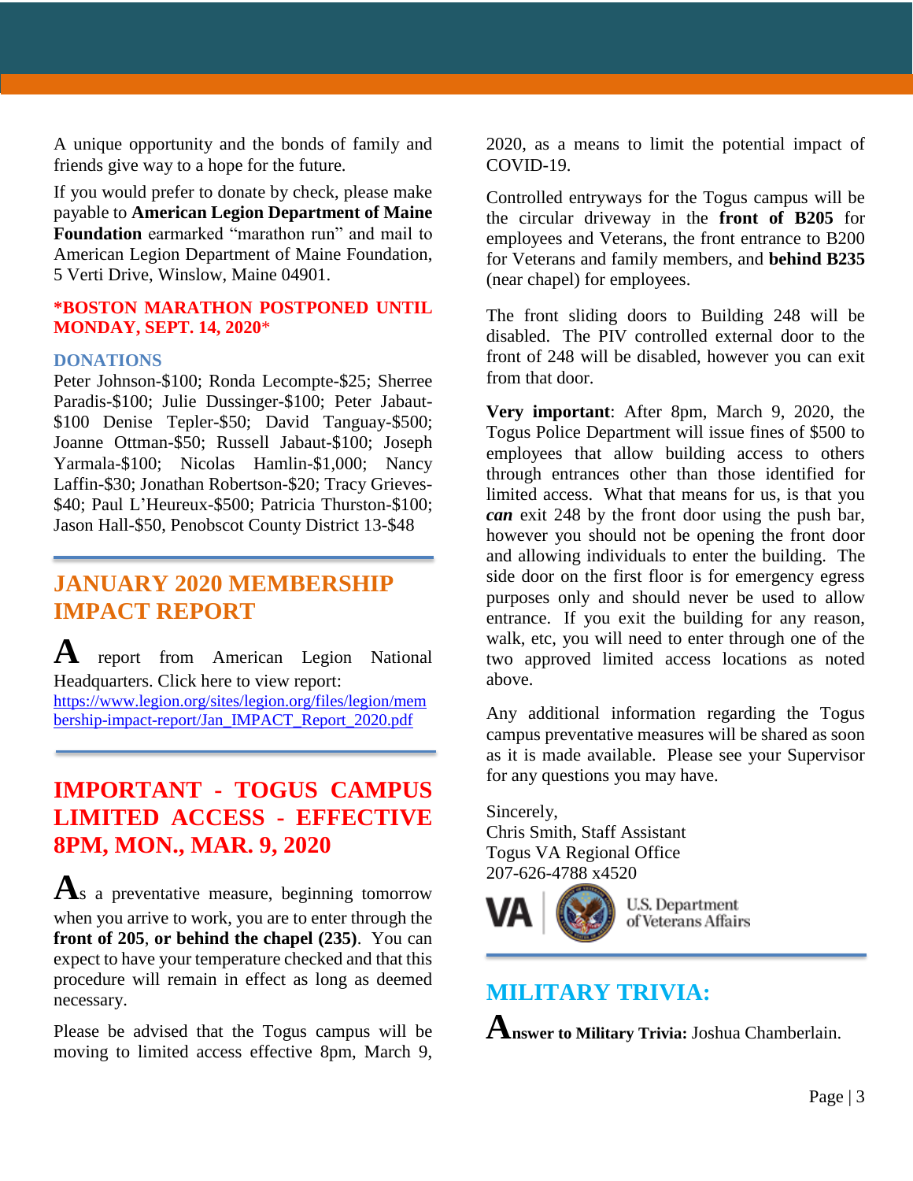A unique opportunity and the bonds of family and friends give way to a hope for the future.

If you would prefer to donate by check, please make payable to **American Legion Department of Maine Foundation** earmarked "marathon run" and mail to American Legion Department of Maine Foundation, 5 Verti Drive, Winslow, Maine 04901.

**\*BOSTON MARATHON POSTPONED UNTIL MONDAY, SEPT. 14, 2020**\*

**DONATIONS**

Peter Johnson-$100; Ronda Lecompte-$25; Sherree Paradis-$100; Julie Dussinger-$100; Peter Jabaut-$100 Denise Tepler-$50; David Tanguay-$500; Joanne Ottman-$50; Russell Jabaut-$100; Joseph Yarmala-$100; Nicolas Hamlin-$1,000; Nancy Laffin-$30; Jonathan Robertson-$20; Tracy Grieves-$40; Paul L'Heureux-$500; Patricia Thurston-$100; Jason Hall-$50, Penobscot County District 13-$48

## JANUARY 2020 MEMBERSHIP IMPACT REPORT

A report from American Legion National Headquarters. Click here to view report: https://www.legion.org/sites/legion.org/files/legion/membership-impact-report/Jan_IMPACT_Report_2020.pdf

## IMPORTANT - TOGUS CAMPUS LIMITED ACCESS - EFFECTIVE 8PM, MON., MAR. 9, 2020

As a preventative measure, beginning tomorrow when you arrive to work, you are to enter through the **front of 205**, **or behind the chapel (235)**. You can expect to have your temperature checked and that this procedure will remain in effect as long as deemed necessary.

Please be advised that the Togus campus will be moving to limited access effective 8pm, March 9, 2020, as a means to limit the potential impact of COVID-19.

Controlled entryways for the Togus campus will be the circular driveway in the **front of B205** for employees and Veterans, the front entrance to B200 for Veterans and family members, and **behind B235** (near chapel) for employees.

The front sliding doors to Building 248 will be disabled. The PIV controlled external door to the front of 248 will be disabled, however you can exit from that door.

**Very important**: After 8pm, March 9, 2020, the Togus Police Department will issue fines of $500 to employees that allow building access to others through entrances other than those identified for limited access. What that means for us, is that you ***can*** exit 248 by the front door using the push bar, however you should not be opening the front door and allowing individuals to enter the building. The side door on the first floor is for emergency egress purposes only and should never be used to allow entrance. If you exit the building for any reason, walk, etc, you will need to enter through one of the two approved limited access locations as noted above.

Any additional information regarding the Togus campus preventative measures will be shared as soon as it is made available. Please see your Supervisor for any questions you may have.

Sincerely,
Chris Smith, Staff Assistant
Togus VA Regional Office
207-626-4788 x4520

VA | U.S. Department of Veterans Affairs

## MILITARY TRIVIA:

**Answer to Military Trivia:** Joshua Chamberlain.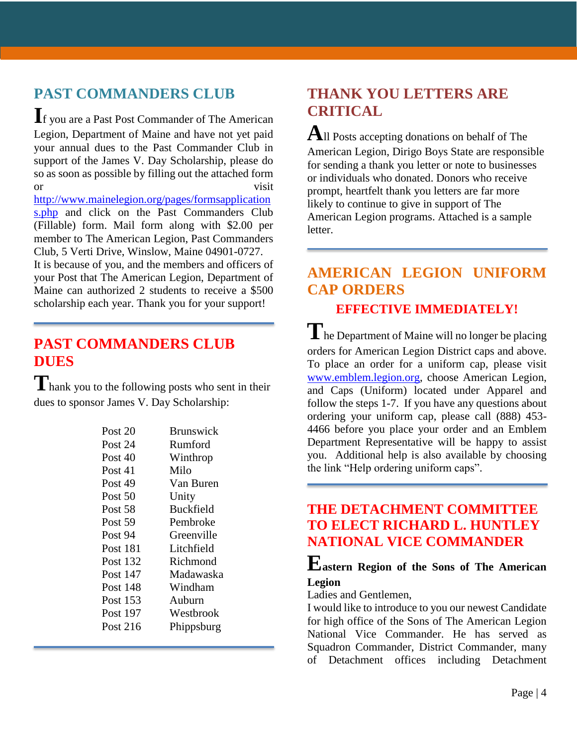## PAST COMMANDERS CLUB

If you are a Past Post Commander of The American Legion, Department of Maine and have not yet paid your annual dues to the Past Commander Club in support of the James V. Day Scholarship, please do so as soon as possible by filling out the attached form or visit http://www.mainelegion.org/pages/formsapplications.php and click on the Past Commanders Club (Fillable) form. Mail form along with $2.00 per member to The American Legion, Past Commanders Club, 5 Verti Drive, Winslow, Maine 04901-0727.
It is because of you, and the members and officers of your Post that The American Legion, Department of Maine can authorized 2 students to receive a $500 scholarship each year. Thank you for your support!

## PAST COMMANDERS CLUB DUES

Thank you to the following posts who sent in their dues to sponsor James V. Day Scholarship:

| | |
|---|---|
| Post 20 | Brunswick |
| Post 24 | Rumford |
| Post 40 | Winthrop |
| Post 41 | Milo |
| Post 49 | Van Buren |
| Post 50 | Unity |
| Post 58 | Buckfield |
| Post 59 | Pembroke |
| Post 94 | Greenville |
| Post 181 | Litchfield |
| Post 132 | Richmond |
| Post 147 | Madawaska |
| Post 148 | Windham |
| Post 153 | Auburn |
| Post 197 | Westbrook |
| Post 216 | Phippsburg |

## THANK YOU LETTERS ARE CRITICAL

All Posts accepting donations on behalf of The American Legion, Dirigo Boys State are responsible for sending a thank you letter or note to businesses or individuals who donated. Donors who receive prompt, heartfelt thank you letters are far more likely to continue to give in support of The American Legion programs. Attached is a sample letter.

## AMERICAN LEGION UNIFORM CAP ORDERS

### EFFECTIVE IMMEDIATELY!

The Department of Maine will no longer be placing orders for American Legion District caps and above. To place an order for a uniform cap, please visit www.emblem.legion.org, choose American Legion, and Caps (Uniform) located under Apparel and follow the steps 1-7. If you have any questions about ordering your uniform cap, please call (888) 453-4466 before you place your order and an Emblem Department Representative will be happy to assist you. Additional help is also available by choosing the link "Help ordering uniform caps".

## THE DETACHMENT COMMITTEE TO ELECT RICHARD L. HUNTLEY NATIONAL VICE COMMANDER

**Eastern Region of the Sons of The American Legion**

Ladies and Gentlemen,

I would like to introduce to you our newest Candidate for high office of the Sons of The American Legion National Vice Commander. He has served as Squadron Commander, District Commander, many of Detachment offices including Detachment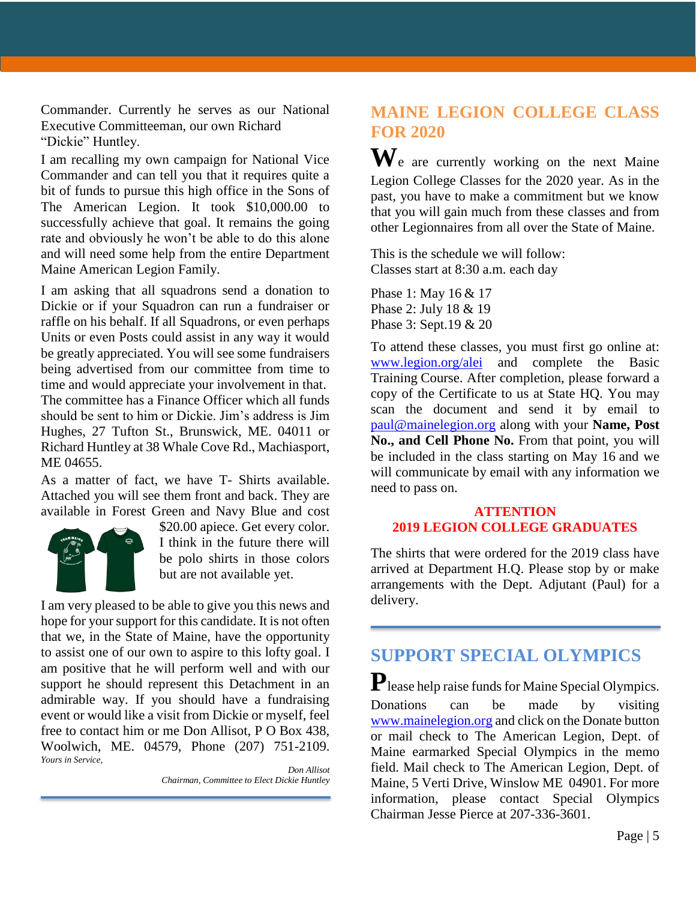Commander. Currently he serves as our National Executive Committeeman, our own Richard "Dickie" Huntley.

I am recalling my own campaign for National Vice Commander and can tell you that it requires quite a bit of funds to pursue this high office in the Sons of The American Legion. It took $10,000.00 to successfully achieve that goal. It remains the going rate and obviously he won't be able to do this alone and will need some help from the entire Department Maine American Legion Family.

I am asking that all squadrons send a donation to Dickie or if your Squadron can run a fundraiser or raffle on his behalf. If all Squadrons, or even perhaps Units or even Posts could assist in any way it would be greatly appreciated. You will see some fundraisers being advertised from our committee from time to time and would appreciate your involvement in that. The committee has a Finance Officer which all funds should be sent to him or Dickie. Jim's address is Jim Hughes, 27 Tufton St., Brunswick, ME. 04011 or Richard Huntley at 38 Whale Cove Rd., Machiasport, ME 04655.

As a matter of fact, we have T- Shirts available. Attached you will see them front and back. They are available in Forest Green and Navy Blue and cost $20.00 apiece. Get every color. I think in the future there will be polo shirts in those colors but are not available yet.

I am very pleased to be able to give you this news and hope for your support for this candidate. It is not often that we, in the State of Maine, have the opportunity to assist one of our own to aspire to this lofty goal. I am positive that he will perform well and with our support he should represent this Detachment in an admirable way. If you should have a fundraising event or would like a visit from Dickie or myself, feel free to contact him or me Don Allisot, P O Box 438, Woolwich, ME. 04579, Phone (207) 751-2109.

*Yours in Service,*

*Don Allisot*
*Chairman, Committee to Elect Dickie Huntley*

## MAINE LEGION COLLEGE CLASS FOR 2020

We are currently working on the next Maine Legion College Classes for the 2020 year. As in the past, you have to make a commitment but we know that you will gain much from these classes and from other Legionnaires from all over the State of Maine.

This is the schedule we will follow:
Classes start at 8:30 a.m. each day

Phase 1: May 16 & 17
Phase 2: July 18 & 19
Phase 3: Sept.19 & 20

To attend these classes, you must first go online at: www.legion.org/alei and complete the Basic Training Course. After completion, please forward a copy of the Certificate to us at State HQ. You may scan the document and send it by email to paul@mainelegion.org along with your **Name, Post No., and Cell Phone No.** From that point, you will be included in the class starting on May 16 and we will communicate by email with any information we need to pass on.

**ATTENTION**
**2019 LEGION COLLEGE GRADUATES**

The shirts that were ordered for the 2019 class have arrived at Department H.Q. Please stop by or make arrangements with the Dept. Adjutant (Paul) for a delivery.

## SUPPORT SPECIAL OLYMPICS

Please help raise funds for Maine Special Olympics. Donations can be made by visiting www.mainelegion.org and click on the Donate button or mail check to The American Legion, Dept. of Maine earmarked Special Olympics in the memo field. Mail check to The American Legion, Dept. of Maine, 5 Verti Drive, Winslow ME 04901. For more information, please contact Special Olympics Chairman Jesse Pierce at 207-336-3601.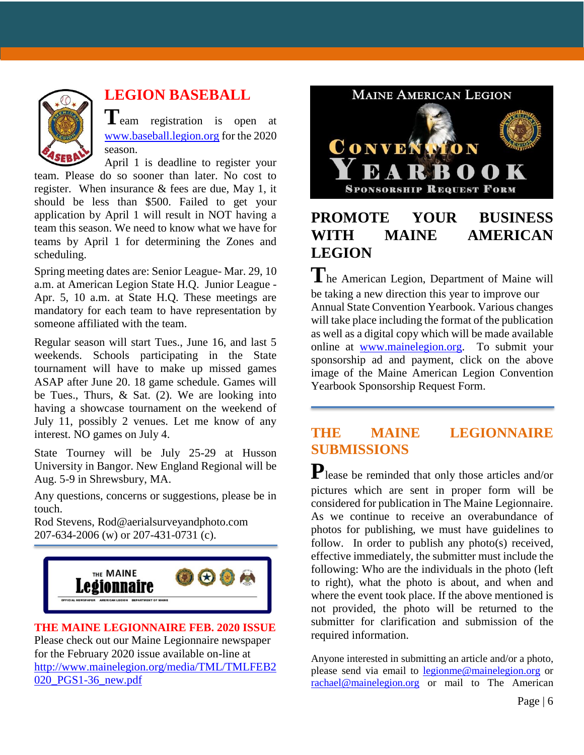## LEGION BASEBALL

Team registration is open at www.baseball.legion.org for the 2020 season.

April 1 is deadline to register your team. Please do so sooner than later. No cost to register. When insurance & fees are due, May 1, it should be less than $500. Failed to get your application by April 1 will result in NOT having a team this season. We need to know what we have for teams by April 1 for determining the Zones and scheduling.

Spring meeting dates are: Senior League- Mar. 29, 10 a.m. at American Legion State H.Q. Junior League - Apr. 5, 10 a.m. at State H.Q. These meetings are mandatory for each team to have representation by someone affiliated with the team.

Regular season will start Tues., June 16, and last 5 weekends. Schools participating in the State tournament will have to make up missed games ASAP after June 20. 18 game schedule. Games will be Tues., Thurs, & Sat. (2). We are looking into having a showcase tournament on the weekend of July 11, possibly 2 venues. Let me know of any interest. NO games on July 4.

State Tourney will be July 25-29 at Husson University in Bangor. New England Regional will be Aug. 5-9 in Shrewsbury, MA.

Any questions, concerns or suggestions, please be in touch.
Rod Stevens, Rod@aerialsurveyandphoto.com
207-634-2006 (w) or 207-431-0731 (c).

## THE MAINE LEGIONNAIRE FEB. 2020 ISSUE

Please check out our Maine Legionnaire newspaper for the February 2020 issue available on-line at http://www.mainelegion.org/media/TML/TMLFEB2020_PGS1-36_new.pdf

## PROMOTE YOUR BUSINESS WITH MAINE AMERICAN LEGION

The American Legion, Department of Maine will be taking a new direction this year to improve our Annual State Convention Yearbook. Various changes will take place including the format of the publication as well as a digital copy which will be made available online at www.mainelegion.org. To submit your sponsorship ad and payment, click on the above image of the Maine American Legion Convention Yearbook Sponsorship Request Form.

## THE MAINE LEGIONNAIRE SUBMISSIONS

Please be reminded that only those articles and/or pictures which are sent in proper form will be considered for publication in The Maine Legionnaire. As we continue to receive an overabundance of photos for publishing, we must have guidelines to follow. In order to publish any photo(s) received, effective immediately, the submitter must include the following: Who are the individuals in the photo (left to right), what the photo is about, and when and where the event took place. If the above mentioned is not provided, the photo will be returned to the submitter for clarification and submission of the required information.

Anyone interested in submitting an article and/or a photo, please send via email to legionme@mainelegion.org or rachael@mainelegion.org or mail to The American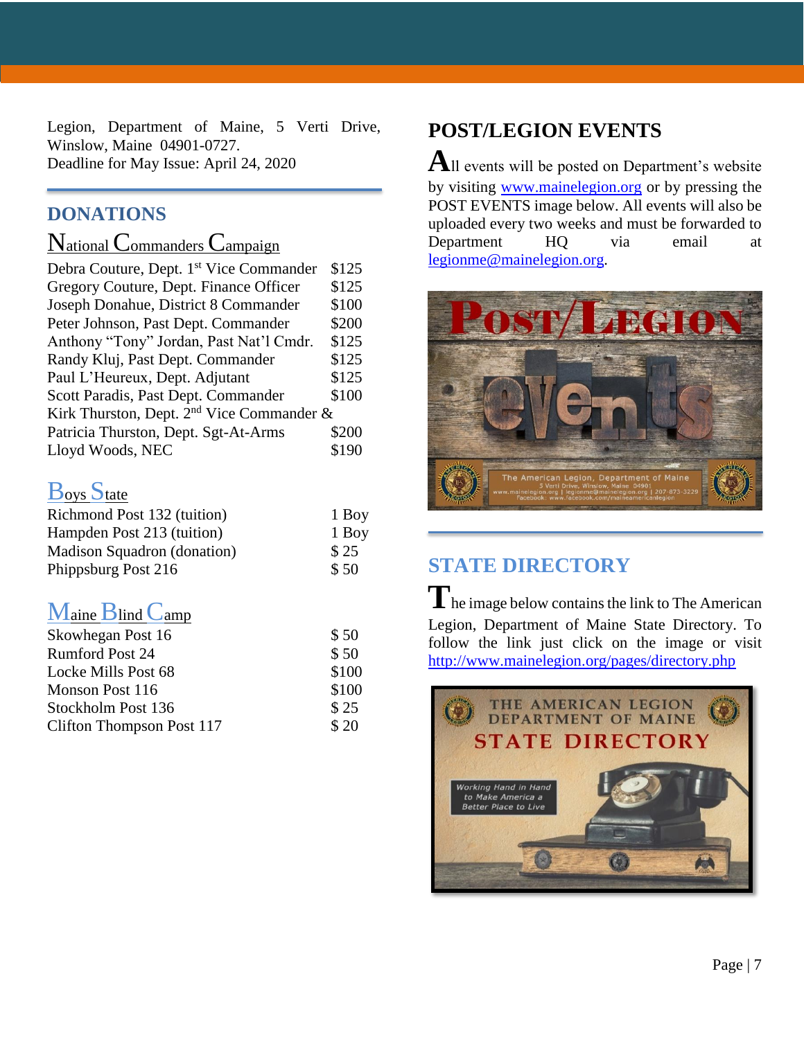Legion, Department of Maine, 5 Verti Drive, Winslow, Maine 04901-0727.
Deadline for May Issue: April 24, 2020

## DONATIONS

### National Commanders Campaign

| | |
|---|---|
| Debra Couture, Dept. 1st Vice Commander | $125 |
| Gregory Couture, Dept. Finance Officer | $125 |
| Joseph Donahue, District 8 Commander | $100 |
| Peter Johnson, Past Dept. Commander | $200 |
| Anthony "Tony" Jordan, Past Nat'l Cmdr. | $125 |
| Randy Kluj, Past Dept. Commander | $125 |
| Paul L'Heureux, Dept. Adjutant | $125 |
| Scott Paradis, Past Dept. Commander | $100 |
| Kirk Thurston, Dept. 2nd Vice Commander & Patricia Thurston, Dept. Sgt-At-Arms | $200 |
| Lloyd Woods, NEC | $190 |

### Boys State

| | |
|---|---|
| Richmond Post 132 (tuition) | 1 Boy |
| Hampden Post 213 (tuition) | 1 Boy |
| Madison Squadron (donation) | $ 25 |
| Phippsburg Post 216 | $ 50 |

### Maine Blind Camp

| | |
|---|---|
| Skowhegan Post 16 | $ 50 |
| Rumford Post 24 | $ 50 |
| Locke Mills Post 68 | $100 |
| Monson Post 116 | $100 |
| Stockholm Post 136 | $ 25 |
| Clifton Thompson Post 117 | $ 20 |

## POST/LEGION EVENTS

All events will be posted on Department's website by visiting www.mainelegion.org or by pressing the POST EVENTS image below. All events will also be uploaded every two weeks and must be forwarded to Department HQ via email at legionme@mainelegion.org.

## STATE DIRECTORY

The image below contains the link to The American Legion, Department of Maine State Directory. To follow the link just click on the image or visit http://www.mainelegion.org/pages/directory.php